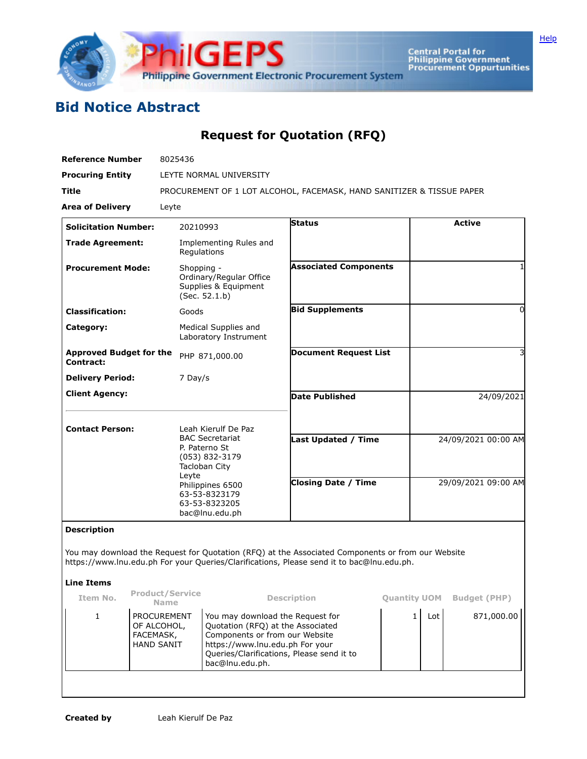Help

# Bid Notice Abstract

## Request for Quotation (RFQ)

| | |
|---|---|
| **Reference Number** | 8025436 |
| **Procuring Entity** | LEYTE NORMAL UNIVERSITY |
| **Title** | PROCUREMENT OF 1 LOT ALCOHOL, FACEMASK, HAND SANITIZER & TISSUE PAPER |
| **Area of Delivery** | Leyte |

| | | | |
|---|---|---|---|
| **Solicitation Number:** | 20210993 | **Status** | Active |
| **Trade Agreement:** | Implementing Rules and Regulations | | |
| **Procurement Mode:** | Shopping - Ordinary/Regular Office Supplies & Equipment (Sec. 52.1.b) | **Associated Components** | 1 |
| **Classification:** | Goods | **Bid Supplements** | 0 |
| **Category:** | Medical Supplies and Laboratory Instrument | | |
| **Approved Budget for the Contract:** | PHP 871,000.00 | **Document Request List** | 3 |
| **Delivery Period:** | 7 Day/s | | |
| **Client Agency:** | | **Date Published** | 24/09/2021 |
| **Contact Person:** | Leah Kierulf De Paz<br>BAC Secretariat<br>P. Paterno St<br>(053) 832-3179<br>Tacloban City<br>Leyte<br>Philippines 6500<br>63-53-8323179<br>63-53-8323205<br>bac@lnu.edu.ph | **Last Updated / Time** | 24/09/2021 00:00 AM |
| | | **Closing Date / Time** | 29/09/2021 09:00 AM |

**Description**

You may download the Request for Quotation (RFQ) at the Associated Components or from our Website https://www.lnu.edu.ph For your Queries/Clarifications, Please send it to bac@lnu.edu.ph.

**Line Items**

| Item No. | Product/Service Name | Description | Quantity | UOM | Budget (PHP) |
|---|---|---|---|---|---|
| 1 | PROCUREMENT OF ALCOHOL, FACEMASK, HAND SANIT | You may download the Request for Quotation (RFQ) at the Associated Components or from our Website https://www.lnu.edu.ph For your Queries/Clarifications, Please send it to bac@lnu.edu.ph. | 1 | Lot | 871,000.00 |

**Created by** Leah Kierulf De Paz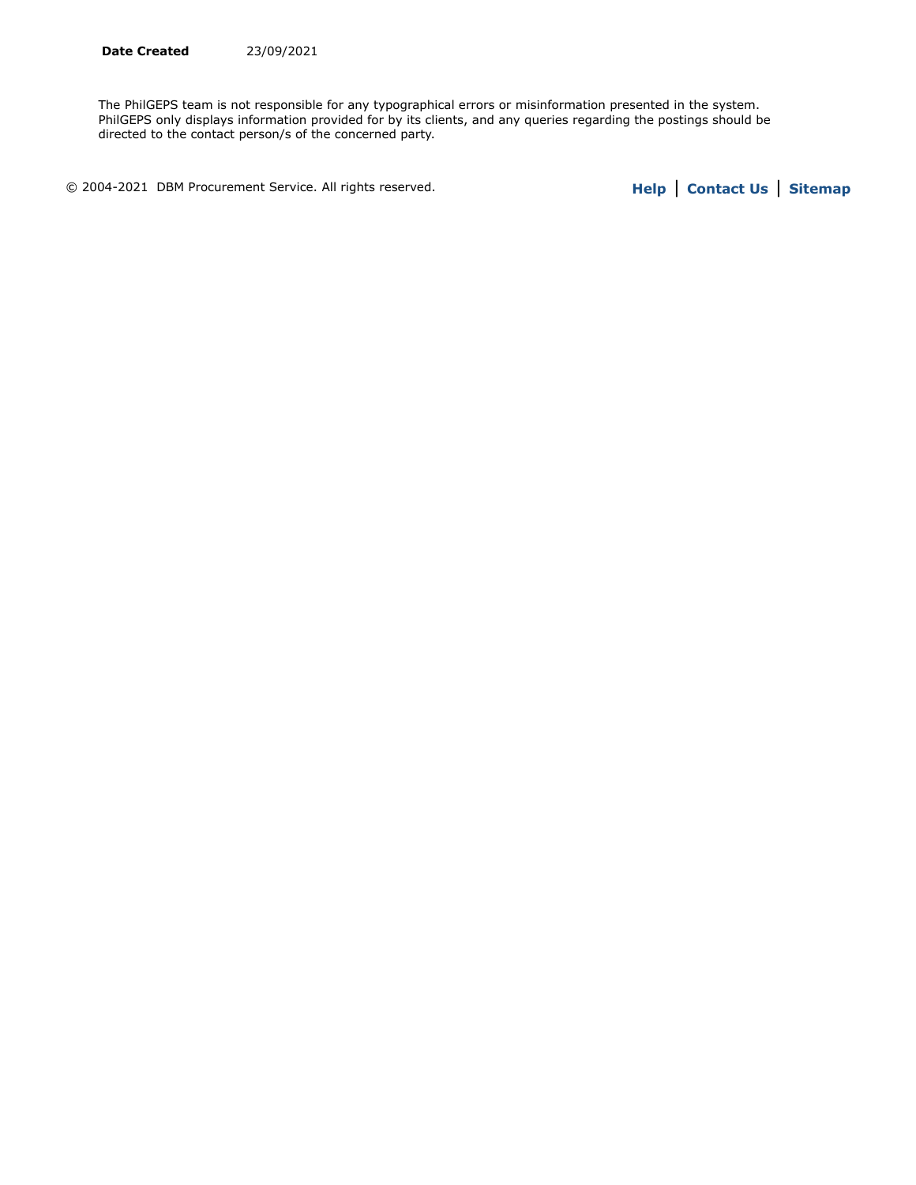| | |
|---|---|
| **Date Created** | 23/09/2021 |

The PhilGEPS team is not responsible for any typographical errors or misinformation presented in the system. PhilGEPS only displays information provided for by its clients, and any queries regarding the postings should be directed to the contact person/s of the concerned party.

© 2004-2021 DBM Procurement Service. All rights reserved.

**Help** | **Contact Us** | **Sitemap**